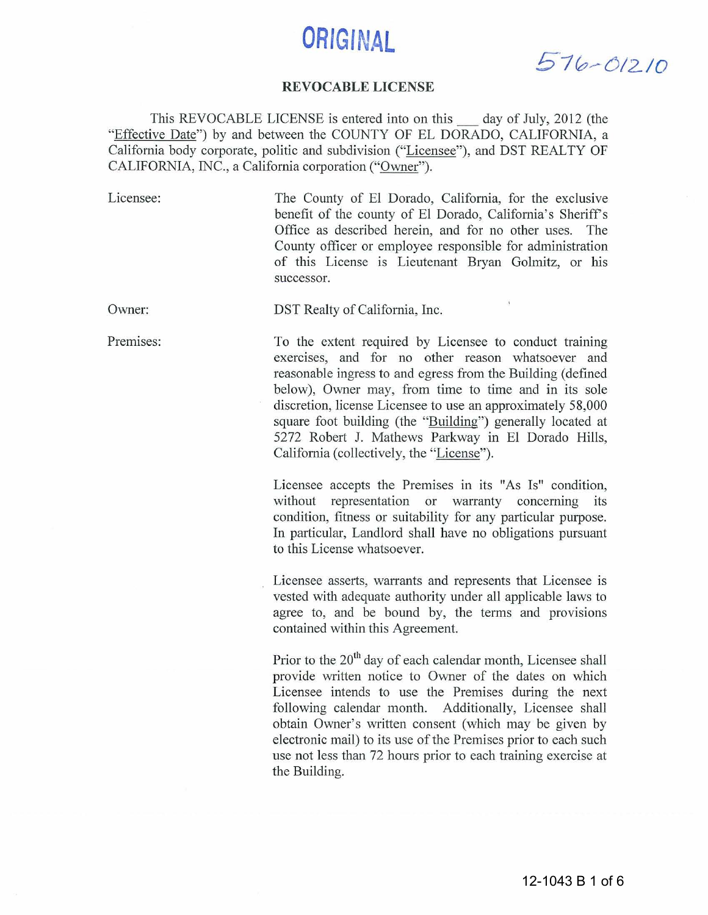**ORIGINAL**

576-01210

# REVOCABLE LICENSE

This REVOCABLE LICENSE is entered into on this ___ day of July, 2012 (the "Effective Date") by and between the COUNTY OF EL DORADO, CALIFORNIA, a California body corporate, politic and subdivision ("Licensee"), and DST REALTY OF CALIFORNIA, INC., a California corporation ("Owner").

Licensee: The County of El Dorado, California, for the exclusive benefit of the county of El Dorado, California's Sheriff's Office as described herein, and for no other uses. The County officer or employee responsible for administration of this License is Lieutenant Bryan Golmitz, or his successor.

Owner: DST Realty of California, Inc.

Premises: To the extent required by Licensee to conduct training exercises, and for no other reason whatsoever and reasonable ingress to and egress from the Building (defined below), Owner may, from time to time and in its sole discretion, license Licensee to use an approximately 58,000 square foot building (the "Building") generally located at 5272 Robert J. Mathews Parkway in El Dorado Hills, California (collectively, the "License").

Licensee accepts the Premises in its "As Is" condition, without representation or warranty concerning its condition, fitness or suitability for any particular purpose. In particular, Landlord shall have no obligations pursuant to this License whatsoever.

Licensee asserts, warrants and represents that Licensee is vested with adequate authority under all applicable laws to agree to, and be bound by, the terms and provisions contained within this Agreement.

Prior to the 20th day of each calendar month, Licensee shall provide written notice to Owner of the dates on which Licensee intends to use the Premises during the next following calendar month. Additionally, Licensee shall obtain Owner's written consent (which may be given by electronic mail) to its use of the Premises prior to each such use not less than 72 hours prior to each training exercise at the Building.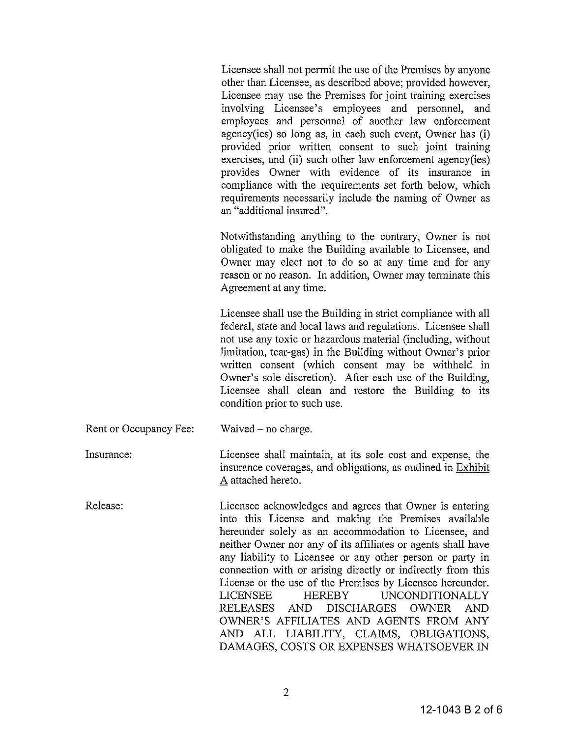Licensee shall not permit the use of the Premises by anyone other than Licensee, as described above; provided however, Licensee may use the Premises for joint training exercises involving Licensee's employees and personnel, and employees and personnel of another law enforcement agency(ies) so long as, in each such event, Owner has (i) provided prior written consent to such joint training exercises, and (ii) such other law enforcement agency(ies) provides Owner with evidence of its insurance in compliance with the requirements set forth below, which requirements necessarily include the naming of Owner as an "additional insured".

Notwithstanding anything to the contrary, Owner is not obligated to make the Building available to Licensee, and Owner may elect not to do so at any time and for any reason or no reason. In addition, Owner may terminate this Agreement at any time.

Licensee shall use the Building in strict compliance with all federal, state and local laws and regulations. Licensee shall not use any toxic or hazardous material (including, without limitation, tear-gas) in the Building without Owner's prior written consent (which consent may be withheld in Owner's sole discretion). After each use of the Building, Licensee shall clean and restore the Building to its condition prior to such use.

Rent or Occupancy Fee: Waived – no charge.

Insurance: Licensee shall maintain, at its sole cost and expense, the insurance coverages, and obligations, as outlined in Exhibit A attached hereto.

Release: Licensee acknowledges and agrees that Owner is entering into this License and making the Premises available hereunder solely as an accommodation to Licensee, and neither Owner nor any of its affiliates or agents shall have any liability to Licensee or any other person or party in connection with or arising directly or indirectly from this License or the use of the Premises by Licensee hereunder. LICENSEE HEREBY UNCONDITIONALLY RELEASES AND DISCHARGES OWNER AND OWNER'S AFFILIATES AND AGENTS FROM ANY AND ALL LIABILITY, CLAIMS, OBLIGATIONS, DAMAGES, COSTS OR EXPENSES WHATSOEVER IN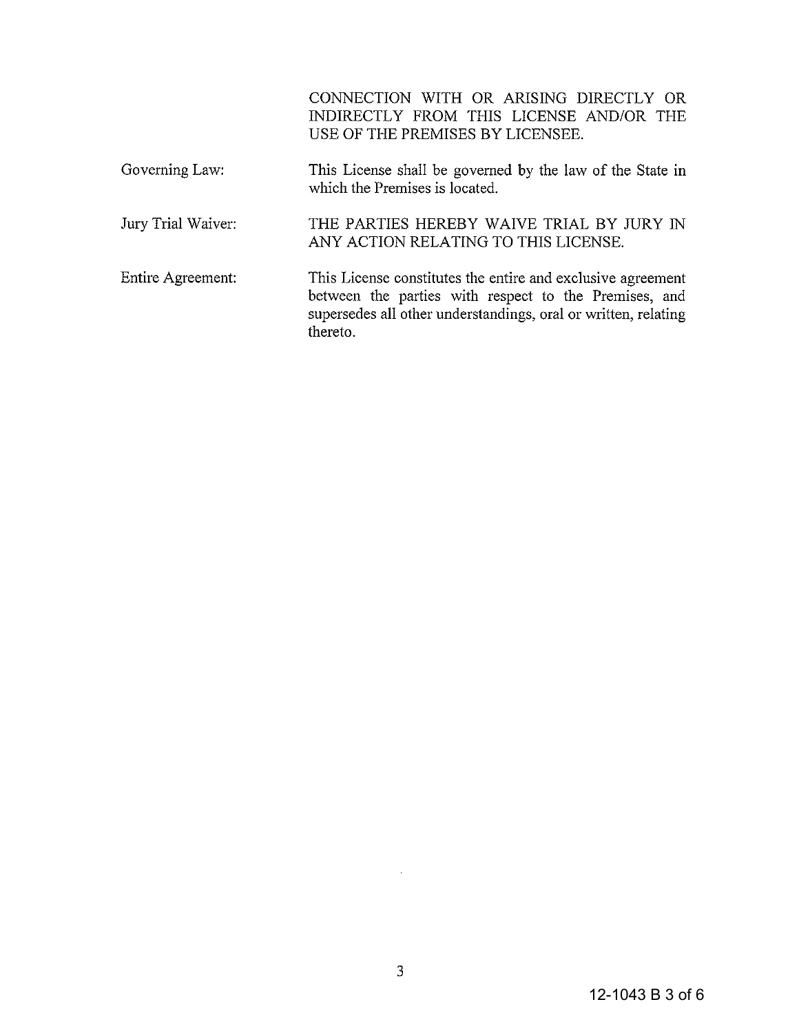CONNECTION WITH OR ARISING DIRECTLY OR INDIRECTLY FROM THIS LICENSE AND/OR THE USE OF THE PREMISES BY LICENSEE.

| | |
|---|---|
| Governing Law: | This License shall be governed by the law of the State in which the Premises is located. |
| Jury Trial Waiver: | THE PARTIES HEREBY WAIVE TRIAL BY JURY IN ANY ACTION RELATING TO THIS LICENSE. |
| Entire Agreement: | This License constitutes the entire and exclusive agreement between the parties with respect to the Premises, and supersedes all other understandings, oral or written, relating thereto. |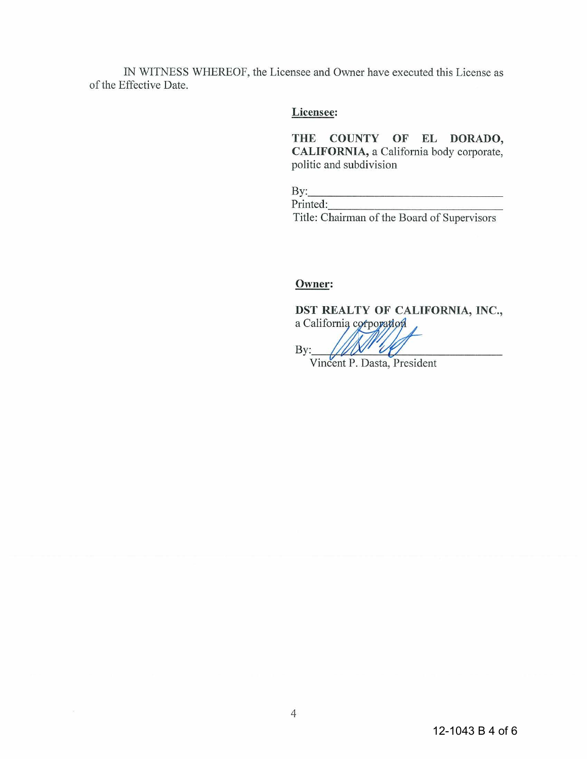IN WITNESS WHEREOF, the Licensee and Owner have executed this License as of the Effective Date.

**Licensee:**

**THE COUNTY OF EL DORADO, CALIFORNIA,** a California body corporate, politic and subdivision

By:\_\_\_\_\_\_\_\_\_\_\_\_\_\_\_\_\_\_\_\_\_\_\_\_\_\_\_\_\_\_\_\_

Printed:\_\_\_\_\_\_\_\_\_\_\_\_\_\_\_\_\_\_\_\_\_\_\_\_\_\_\_\_\_

Title: Chairman of the Board of Supervisors

**Owner:**

**DST REALTY OF CALIFORNIA, INC.,** a California corporation

By:\_\_\_\_\_\_\_\_\_\_\_\_\_\_\_\_\_\_\_\_\_\_\_\_\_\_\_\_\_\_\_\_

Vincent P. Dasta, President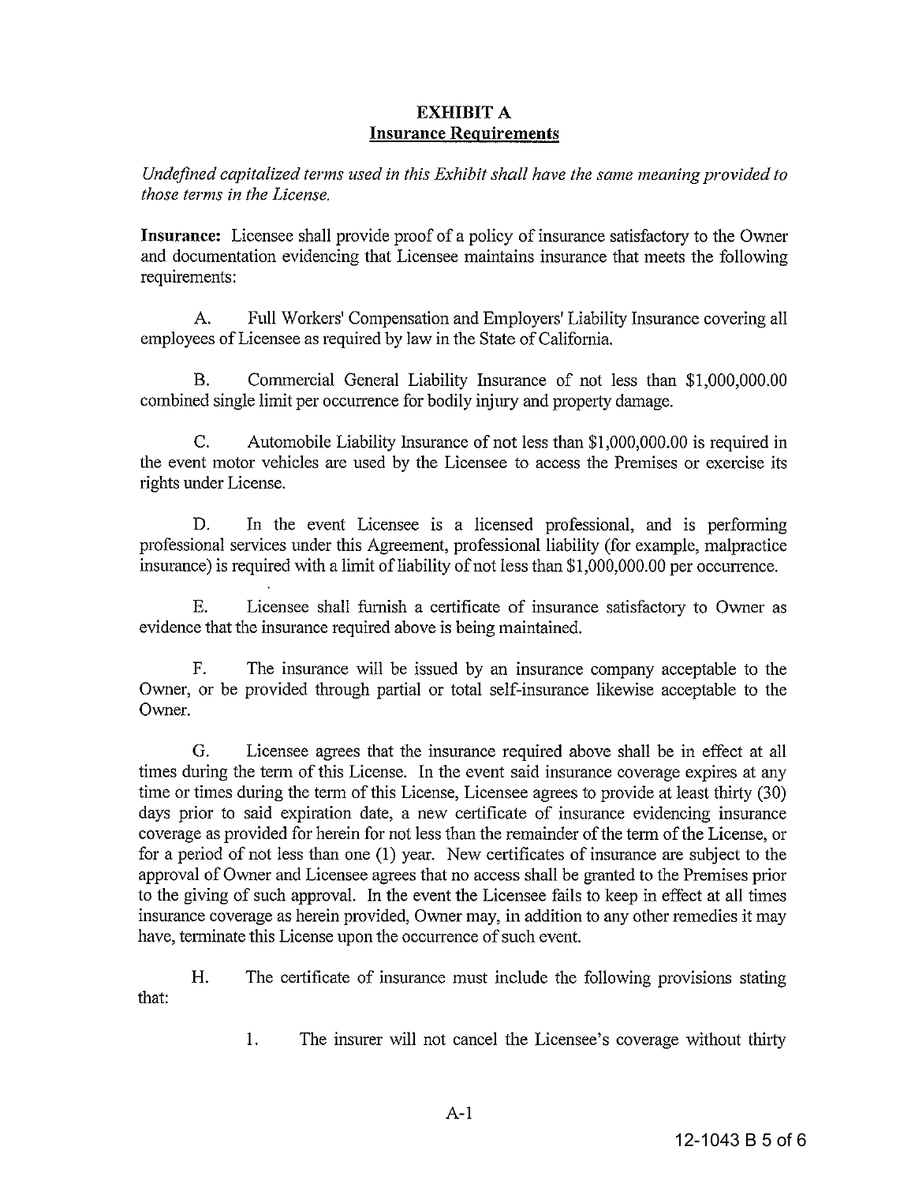# EXHIBIT A
## Insurance Requirements

*Undefined capitalized terms used in this Exhibit shall have the same meaning provided to those terms in the License.*

**Insurance:** Licensee shall provide proof of a policy of insurance satisfactory to the Owner and documentation evidencing that Licensee maintains insurance that meets the following requirements:

A. Full Workers' Compensation and Employers' Liability Insurance covering all employees of Licensee as required by law in the State of California.

B. Commercial General Liability Insurance of not less than $1,000,000.00 combined single limit per occurrence for bodily injury and property damage.

C. Automobile Liability Insurance of not less than $1,000,000.00 is required in the event motor vehicles are used by the Licensee to access the Premises or exercise its rights under License.

D. In the event Licensee is a licensed professional, and is performing professional services under this Agreement, professional liability (for example, malpractice insurance) is required with a limit of liability of not less than $1,000,000.00 per occurrence.

E. Licensee shall furnish a certificate of insurance satisfactory to Owner as evidence that the insurance required above is being maintained.

F. The insurance will be issued by an insurance company acceptable to the Owner, or be provided through partial or total self-insurance likewise acceptable to the Owner.

G. Licensee agrees that the insurance required above shall be in effect at all times during the term of this License. In the event said insurance coverage expires at any time or times during the term of this License, Licensee agrees to provide at least thirty (30) days prior to said expiration date, a new certificate of insurance evidencing insurance coverage as provided for herein for not less than the remainder of the term of the License, or for a period of not less than one (1) year. New certificates of insurance are subject to the approval of Owner and Licensee agrees that no access shall be granted to the Premises prior to the giving of such approval. In the event the Licensee fails to keep in effect at all times insurance coverage as herein provided, Owner may, in addition to any other remedies it may have, terminate this License upon the occurrence of such event.

H. The certificate of insurance must include the following provisions stating that:

1. The insurer will not cancel the Licensee's coverage without thirty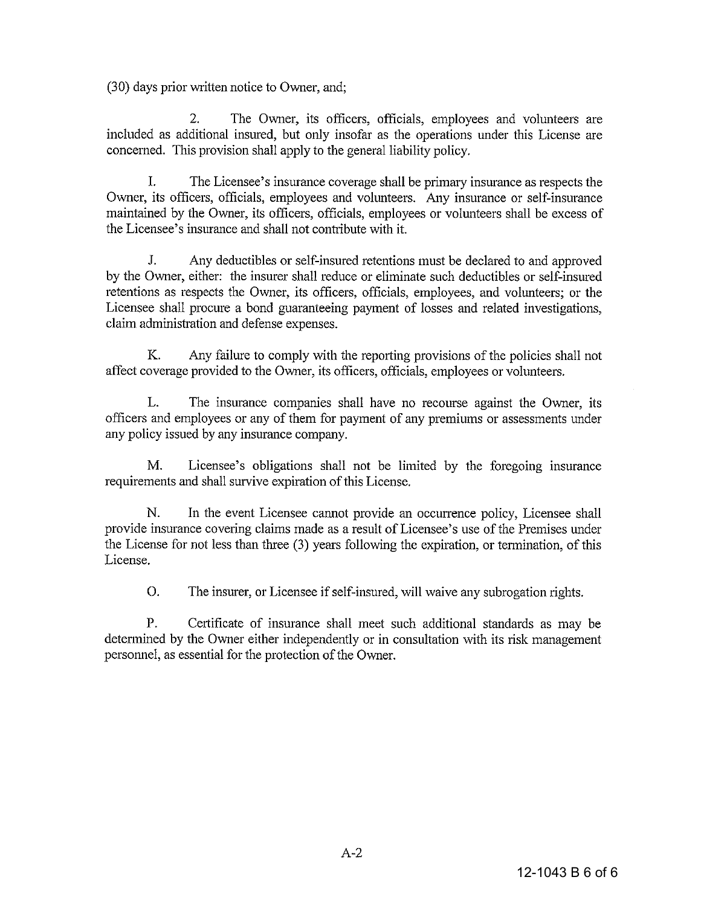(30) days prior written notice to Owner, and;

2. The Owner, its officers, officials, employees and volunteers are included as additional insured, but only insofar as the operations under this License are concerned. This provision shall apply to the general liability policy.

I. The Licensee's insurance coverage shall be primary insurance as respects the Owner, its officers, officials, employees and volunteers. Any insurance or self-insurance maintained by the Owner, its officers, officials, employees or volunteers shall be excess of the Licensee's insurance and shall not contribute with it.

J. Any deductibles or self-insured retentions must be declared to and approved by the Owner, either: the insurer shall reduce or eliminate such deductibles or self-insured retentions as respects the Owner, its officers, officials, employees, and volunteers; or the Licensee shall procure a bond guaranteeing payment of losses and related investigations, claim administration and defense expenses.

K. Any failure to comply with the reporting provisions of the policies shall not affect coverage provided to the Owner, its officers, officials, employees or volunteers.

L. The insurance companies shall have no recourse against the Owner, its officers and employees or any of them for payment of any premiums or assessments under any policy issued by any insurance company.

M. Licensee's obligations shall not be limited by the foregoing insurance requirements and shall survive expiration of this License.

N. In the event Licensee cannot provide an occurrence policy, Licensee shall provide insurance covering claims made as a result of Licensee's use of the Premises under the License for not less than three (3) years following the expiration, or termination, of this License.

O. The insurer, or Licensee if self-insured, will waive any subrogation rights.

P. Certificate of insurance shall meet such additional standards as may be determined by the Owner either independently or in consultation with its risk management personnel, as essential for the protection of the Owner.